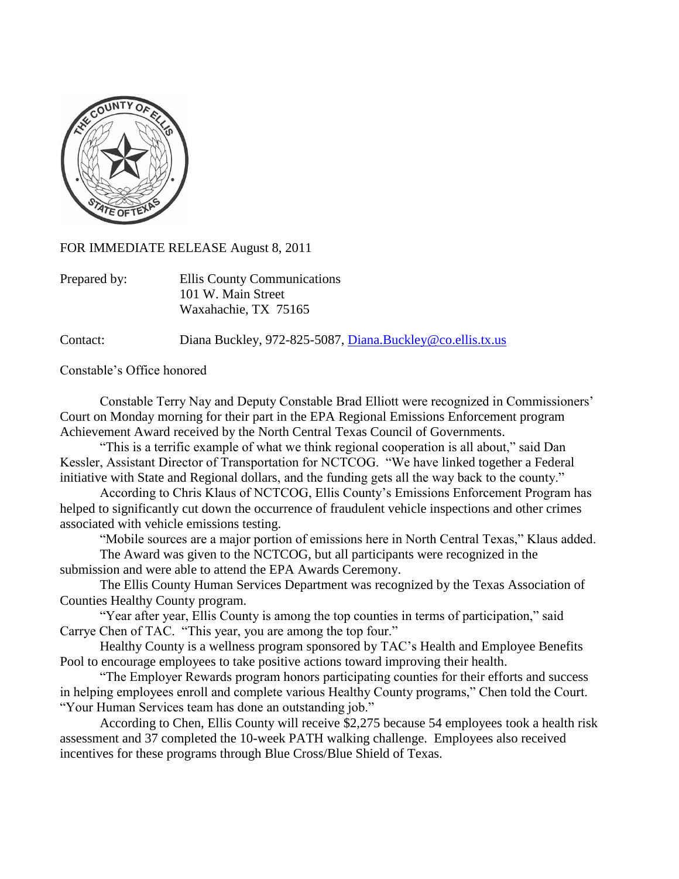FOR IMMEDIATE RELEASE August 8, 2011

Prepared by: Ellis County Communications
101 W. Main Street
Waxahachie, TX 75165

Contact: Diana Buckley, 972-825-5087, Diana.Buckley@co.ellis.tx.us

Constable's Office honored

Constable Terry Nay and Deputy Constable Brad Elliott were recognized in Commissioners' Court on Monday morning for their part in the EPA Regional Emissions Enforcement program Achievement Award received by the North Central Texas Council of Governments.

"This is a terrific example of what we think regional cooperation is all about," said Dan Kessler, Assistant Director of Transportation for NCTCOG. "We have linked together a Federal initiative with State and Regional dollars, and the funding gets all the way back to the county."

According to Chris Klaus of NCTCOG, Ellis County's Emissions Enforcement Program has helped to significantly cut down the occurrence of fraudulent vehicle inspections and other crimes associated with vehicle emissions testing.

"Mobile sources are a major portion of emissions here in North Central Texas," Klaus added.

The Award was given to the NCTCOG, but all participants were recognized in the submission and were able to attend the EPA Awards Ceremony.

The Ellis County Human Services Department was recognized by the Texas Association of Counties Healthy County program.

"Year after year, Ellis County is among the top counties in terms of participation," said Carrye Chen of TAC. "This year, you are among the top four."

Healthy County is a wellness program sponsored by TAC's Health and Employee Benefits Pool to encourage employees to take positive actions toward improving their health.

"The Employer Rewards program honors participating counties for their efforts and success in helping employees enroll and complete various Healthy County programs," Chen told the Court. "Your Human Services team has done an outstanding job."

According to Chen, Ellis County will receive $2,275 because 54 employees took a health risk assessment and 37 completed the 10-week PATH walking challenge. Employees also received incentives for these programs through Blue Cross/Blue Shield of Texas.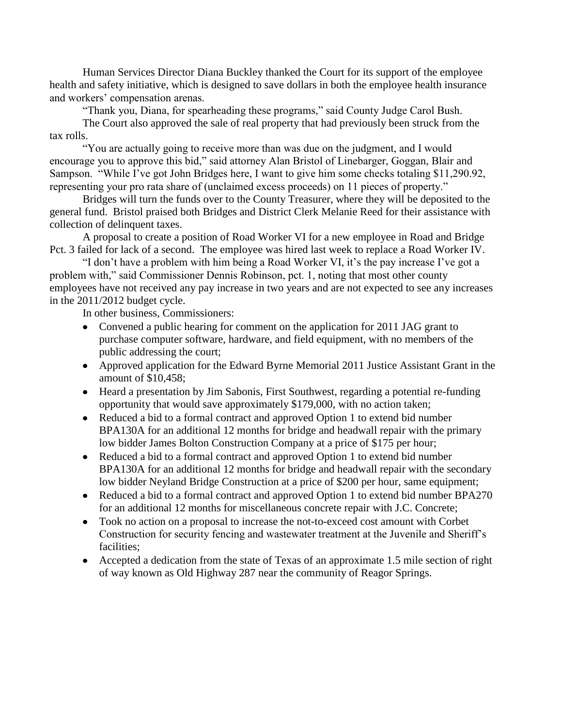Human Services Director Diana Buckley thanked the Court for its support of the employee health and safety initiative, which is designed to save dollars in both the employee health insurance and workers' compensation arenas.

"Thank you, Diana, for spearheading these programs," said County Judge Carol Bush.

The Court also approved the sale of real property that had previously been struck from the tax rolls.

"You are actually going to receive more than was due on the judgment, and I would encourage you to approve this bid," said attorney Alan Bristol of Linebarger, Goggan, Blair and Sampson. "While I've got John Bridges here, I want to give him some checks totaling $11,290.92, representing your pro rata share of (unclaimed excess proceeds) on 11 pieces of property."

Bridges will turn the funds over to the County Treasurer, where they will be deposited to the general fund. Bristol praised both Bridges and District Clerk Melanie Reed for their assistance with collection of delinquent taxes.

A proposal to create a position of Road Worker VI for a new employee in Road and Bridge Pct. 3 failed for lack of a second. The employee was hired last week to replace a Road Worker IV.

"I don't have a problem with him being a Road Worker VI, it's the pay increase I've got a problem with," said Commissioner Dennis Robinson, pct. 1, noting that most other county employees have not received any pay increase in two years and are not expected to see any increases in the 2011/2012 budget cycle.

In other business, Commissioners:

- Convened a public hearing for comment on the application for 2011 JAG grant to purchase computer software, hardware, and field equipment, with no members of the public addressing the court;
- Approved application for the Edward Byrne Memorial 2011 Justice Assistant Grant in the amount of $10,458;
- Heard a presentation by Jim Sabonis, First Southwest, regarding a potential re-funding opportunity that would save approximately $179,000, with no action taken;
- Reduced a bid to a formal contract and approved Option 1 to extend bid number BPA130A for an additional 12 months for bridge and headwall repair with the primary low bidder James Bolton Construction Company at a price of $175 per hour;
- Reduced a bid to a formal contract and approved Option 1 to extend bid number BPA130A for an additional 12 months for bridge and headwall repair with the secondary low bidder Neyland Bridge Construction at a price of $200 per hour, same equipment;
- Reduced a bid to a formal contract and approved Option 1 to extend bid number BPA270 for an additional 12 months for miscellaneous concrete repair with J.C. Concrete;
- Took no action on a proposal to increase the not-to-exceed cost amount with Corbet Construction for security fencing and wastewater treatment at the Juvenile and Sheriff's facilities;
- Accepted a dedication from the state of Texas of an approximate 1.5 mile section of right of way known as Old Highway 287 near the community of Reagor Springs.